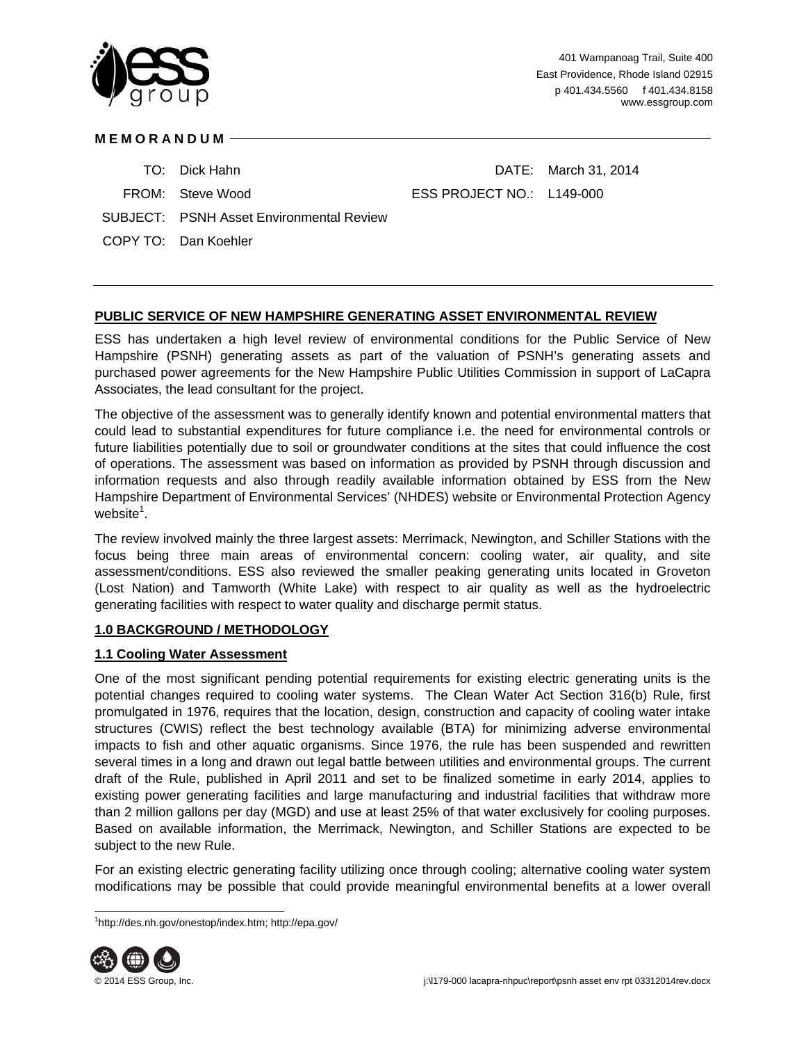**MEMORANDUM**

TO: Dick Hahn

DATE: March 31, 2014

FROM: Steve Wood

ESS PROJECT NO.: L149-000

SUBJECT: PSNH Asset Environmental Review

COPY TO: Dan Koehler

## PUBLIC SERVICE OF NEW HAMPSHIRE GENERATING ASSET ENVIRONMENTAL REVIEW

ESS has undertaken a high level review of environmental conditions for the Public Service of New Hampshire (PSNH) generating assets as part of the valuation of PSNH's generating assets and purchased power agreements for the New Hampshire Public Utilities Commission in support of LaCapra Associates, the lead consultant for the project.

The objective of the assessment was to generally identify known and potential environmental matters that could lead to substantial expenditures for future compliance i.e. the need for environmental controls or future liabilities potentially due to soil or groundwater conditions at the sites that could influence the cost of operations. The assessment was based on information as provided by PSNH through discussion and information requests and also through readily available information obtained by ESS from the New Hampshire Department of Environmental Services' (NHDES) website or Environmental Protection Agency website[1].

The review involved mainly the three largest assets: Merrimack, Newington, and Schiller Stations with the focus being three main areas of environmental concern: cooling water, air quality, and site assessment/conditions. ESS also reviewed the smaller peaking generating units located in Groveton (Lost Nation) and Tamworth (White Lake) with respect to air quality as well as the hydroelectric generating facilities with respect to water quality and discharge permit status.

## 1.0 BACKGROUND / METHODOLOGY

### 1.1 Cooling Water Assessment

One of the most significant pending potential requirements for existing electric generating units is the potential changes required to cooling water systems. The Clean Water Act Section 316(b) Rule, first promulgated in 1976, requires that the location, design, construction and capacity of cooling water intake structures (CWIS) reflect the best technology available (BTA) for minimizing adverse environmental impacts to fish and other aquatic organisms. Since 1976, the rule has been suspended and rewritten several times in a long and drawn out legal battle between utilities and environmental groups. The current draft of the Rule, published in April 2011 and set to be finalized sometime in early 2014, applies to existing power generating facilities and large manufacturing and industrial facilities that withdraw more than 2 million gallons per day (MGD) and use at least 25% of that water exclusively for cooling purposes. Based on available information, the Merrimack, Newington, and Schiller Stations are expected to be subject to the new Rule.

For an existing electric generating facility utilizing once through cooling; alternative cooling water system modifications may be possible that could provide meaningful environmental benefits at a lower overall

[1] http://des.nh.gov/onestop/index.htm; http://epa.gov/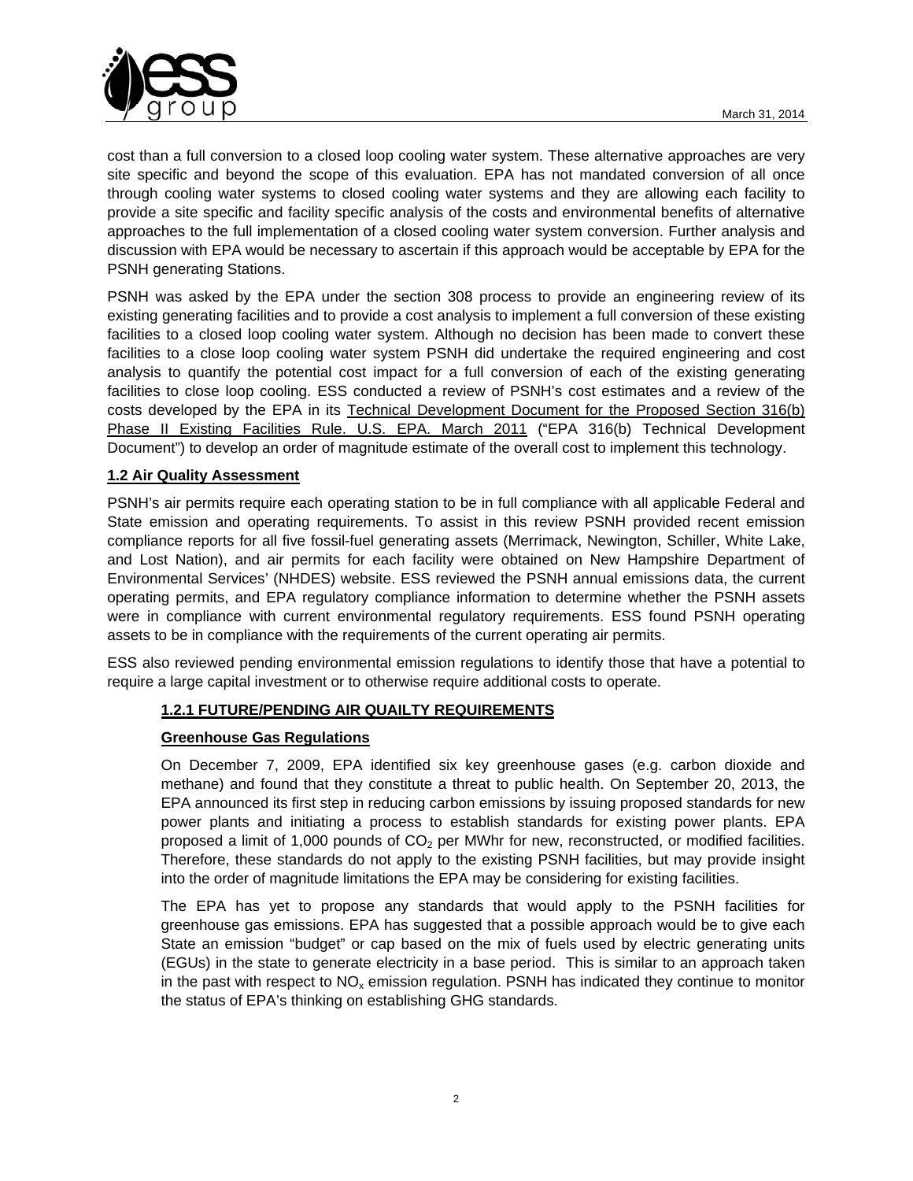cost than a full conversion to a closed loop cooling water system. These alternative approaches are very site specific and beyond the scope of this evaluation. EPA has not mandated conversion of all once through cooling water systems to closed cooling water systems and they are allowing each facility to provide a site specific and facility specific analysis of the costs and environmental benefits of alternative approaches to the full implementation of a closed cooling water system conversion. Further analysis and discussion with EPA would be necessary to ascertain if this approach would be acceptable by EPA for the PSNH generating Stations.

PSNH was asked by the EPA under the section 308 process to provide an engineering review of its existing generating facilities and to provide a cost analysis to implement a full conversion of these existing facilities to a closed loop cooling water system. Although no decision has been made to convert these facilities to a close loop cooling water system PSNH did undertake the required engineering and cost analysis to quantify the potential cost impact for a full conversion of each of the existing generating facilities to close loop cooling. ESS conducted a review of PSNH's cost estimates and a review of the costs developed by the EPA in its Technical Development Document for the Proposed Section 316(b) Phase II Existing Facilities Rule. U.S. EPA. March 2011 ("EPA 316(b) Technical Development Document") to develop an order of magnitude estimate of the overall cost to implement this technology.

## 1.2 Air Quality Assessment

PSNH's air permits require each operating station to be in full compliance with all applicable Federal and State emission and operating requirements. To assist in this review PSNH provided recent emission compliance reports for all five fossil-fuel generating assets (Merrimack, Newington, Schiller, White Lake, and Lost Nation), and air permits for each facility were obtained on New Hampshire Department of Environmental Services' (NHDES) website. ESS reviewed the PSNH annual emissions data, the current operating permits, and EPA regulatory compliance information to determine whether the PSNH assets were in compliance with current environmental regulatory requirements. ESS found PSNH operating assets to be in compliance with the requirements of the current operating air permits.

ESS also reviewed pending environmental emission regulations to identify those that have a potential to require a large capital investment or to otherwise require additional costs to operate.

### 1.2.1 FUTURE/PENDING AIR QUAILTY REQUIREMENTS

**Greenhouse Gas Regulations**

On December 7, 2009, EPA identified six key greenhouse gases (e.g. carbon dioxide and methane) and found that they constitute a threat to public health. On September 20, 2013, the EPA announced its first step in reducing carbon emissions by issuing proposed standards for new power plants and initiating a process to establish standards for existing power plants. EPA proposed a limit of 1,000 pounds of $CO_2$ per MWhr for new, reconstructed, or modified facilities. Therefore, these standards do not apply to the existing PSNH facilities, but may provide insight into the order of magnitude limitations the EPA may be considering for existing facilities.

The EPA has yet to propose any standards that would apply to the PSNH facilities for greenhouse gas emissions. EPA has suggested that a possible approach would be to give each State an emission "budget" or cap based on the mix of fuels used by electric generating units (EGUs) in the state to generate electricity in a base period. This is similar to an approach taken in the past with respect to $NO_x$ emission regulation. PSNH has indicated they continue to monitor the status of EPA's thinking on establishing GHG standards.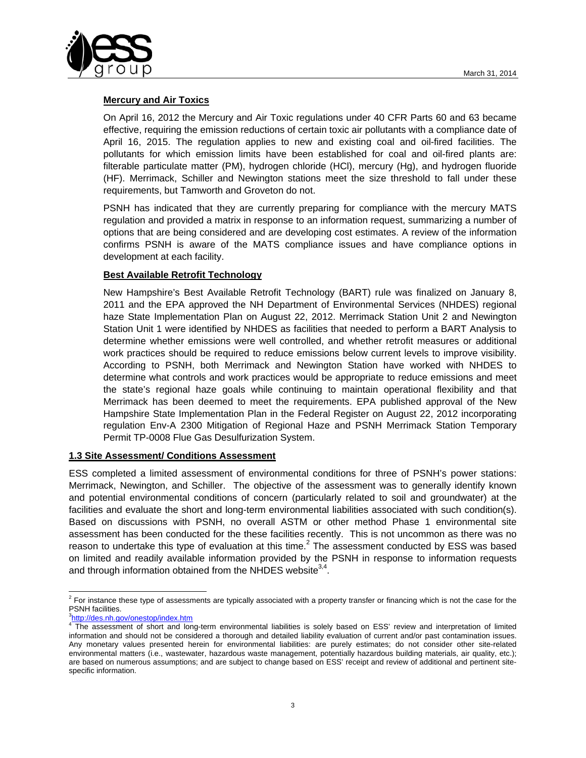**Mercury and Air Toxics**

On April 16, 2012 the Mercury and Air Toxic regulations under 40 CFR Parts 60 and 63 became effective, requiring the emission reductions of certain toxic air pollutants with a compliance date of April 16, 2015. The regulation applies to new and existing coal and oil-fired facilities. The pollutants for which emission limits have been established for coal and oil-fired plants are: filterable particulate matter (PM), hydrogen chloride (HCl), mercury (Hg), and hydrogen fluoride (HF). Merrimack, Schiller and Newington stations meet the size threshold to fall under these requirements, but Tamworth and Groveton do not.

PSNH has indicated that they are currently preparing for compliance with the mercury MATS regulation and provided a matrix in response to an information request, summarizing a number of options that are being considered and are developing cost estimates. A review of the information confirms PSNH is aware of the MATS compliance issues and have compliance options in development at each facility.

**Best Available Retrofit Technology**

New Hampshire's Best Available Retrofit Technology (BART) rule was finalized on January 8, 2011 and the EPA approved the NH Department of Environmental Services (NHDES) regional haze State Implementation Plan on August 22, 2012. Merrimack Station Unit 2 and Newington Station Unit 1 were identified by NHDES as facilities that needed to perform a BART Analysis to determine whether emissions were well controlled, and whether retrofit measures or additional work practices should be required to reduce emissions below current levels to improve visibility. According to PSNH, both Merrimack and Newington Station have worked with NHDES to determine what controls and work practices would be appropriate to reduce emissions and meet the state's regional haze goals while continuing to maintain operational flexibility and that Merrimack has been deemed to meet the requirements. EPA published approval of the New Hampshire State Implementation Plan in the Federal Register on August 22, 2012 incorporating regulation Env-A 2300 Mitigation of Regional Haze and PSNH Merrimack Station Temporary Permit TP-0008 Flue Gas Desulfurization System.

## 1.3 Site Assessment/ Conditions Assessment

ESS completed a limited assessment of environmental conditions for three of PSNH's power stations: Merrimack, Newington, and Schiller. The objective of the assessment was to generally identify known and potential environmental conditions of concern (particularly related to soil and groundwater) at the facilities and evaluate the short and long-term environmental liabilities associated with such condition(s). Based on discussions with PSNH, no overall ASTM or other method Phase 1 environmental site assessment has been conducted for the these facilities recently. This is not uncommon as there was no reason to undertake this type of evaluation at this time.[2] The assessment conducted by ESS was based on limited and readily available information provided by the PSNH in response to information requests and through information obtained from the NHDES website[3,4].

---

[2] For instance these type of assessments are typically associated with a property transfer or financing which is not the case for the PSNH facilities.

[3] http://des.nh.gov/onestop/index.htm

[4] The assessment of short and long-term environmental liabilities is solely based on ESS' review and interpretation of limited information and should not be considered a thorough and detailed liability evaluation of current and/or past contamination issues. Any monetary values presented herein for environmental liabilities: are purely estimates; do not consider other site-related environmental matters (i.e., wastewater, hazardous waste management, potentially hazardous building materials, air quality, etc.); are based on numerous assumptions; and are subject to change based on ESS' receipt and review of additional and pertinent site-specific information.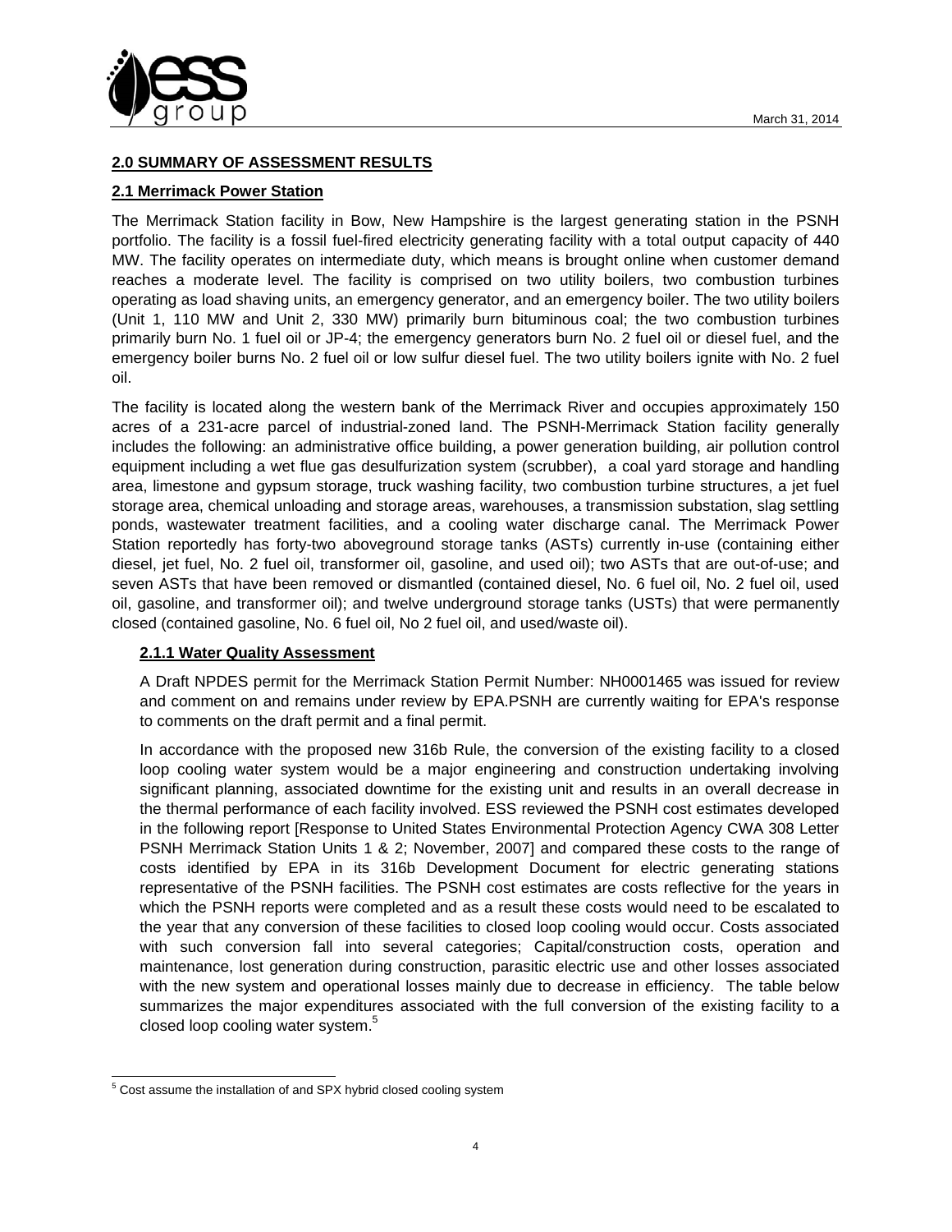## 2.0 SUMMARY OF ASSESSMENT RESULTS

### 2.1 Merrimack Power Station

The Merrimack Station facility in Bow, New Hampshire is the largest generating station in the PSNH portfolio. The facility is a fossil fuel-fired electricity generating facility with a total output capacity of 440 MW. The facility operates on intermediate duty, which means is brought online when customer demand reaches a moderate level. The facility is comprised on two utility boilers, two combustion turbines operating as load shaving units, an emergency generator, and an emergency boiler. The two utility boilers (Unit 1, 110 MW and Unit 2, 330 MW) primarily burn bituminous coal; the two combustion turbines primarily burn No. 1 fuel oil or JP-4; the emergency generators burn No. 2 fuel oil or diesel fuel, and the emergency boiler burns No. 2 fuel oil or low sulfur diesel fuel. The two utility boilers ignite with No. 2 fuel oil.

The facility is located along the western bank of the Merrimack River and occupies approximately 150 acres of a 231-acre parcel of industrial-zoned land. The PSNH-Merrimack Station facility generally includes the following: an administrative office building, a power generation building, air pollution control equipment including a wet flue gas desulfurization system (scrubber), a coal yard storage and handling area, limestone and gypsum storage, truck washing facility, two combustion turbine structures, a jet fuel storage area, chemical unloading and storage areas, warehouses, a transmission substation, slag settling ponds, wastewater treatment facilities, and a cooling water discharge canal. The Merrimack Power Station reportedly has forty-two aboveground storage tanks (ASTs) currently in-use (containing either diesel, jet fuel, No. 2 fuel oil, transformer oil, gasoline, and used oil); two ASTs that are out-of-use; and seven ASTs that have been removed or dismantled (contained diesel, No. 6 fuel oil, No. 2 fuel oil, used oil, gasoline, and transformer oil); and twelve underground storage tanks (USTs) that were permanently closed (contained gasoline, No. 6 fuel oil, No 2 fuel oil, and used/waste oil).

#### 2.1.1 Water Quality Assessment

A Draft NPDES permit for the Merrimack Station Permit Number: NH0001465 was issued for review and comment on and remains under review by EPA.PSNH are currently waiting for EPA's response to comments on the draft permit and a final permit.

In accordance with the proposed new 316b Rule, the conversion of the existing facility to a closed loop cooling water system would be a major engineering and construction undertaking involving significant planning, associated downtime for the existing unit and results in an overall decrease in the thermal performance of each facility involved. ESS reviewed the PSNH cost estimates developed in the following report [Response to United States Environmental Protection Agency CWA 308 Letter PSNH Merrimack Station Units 1 & 2; November, 2007] and compared these costs to the range of costs identified by EPA in its 316b Development Document for electric generating stations representative of the PSNH facilities. The PSNH cost estimates are costs reflective for the years in which the PSNH reports were completed and as a result these costs would need to be escalated to the year that any conversion of these facilities to closed loop cooling would occur. Costs associated with such conversion fall into several categories; Capital/construction costs, operation and maintenance, lost generation during construction, parasitic electric use and other losses associated with the new system and operational losses mainly due to decrease in efficiency. The table below summarizes the major expenditures associated with the full conversion of the existing facility to a closed loop cooling water system.[5]

[5] Cost assume the installation of and SPX hybrid closed cooling system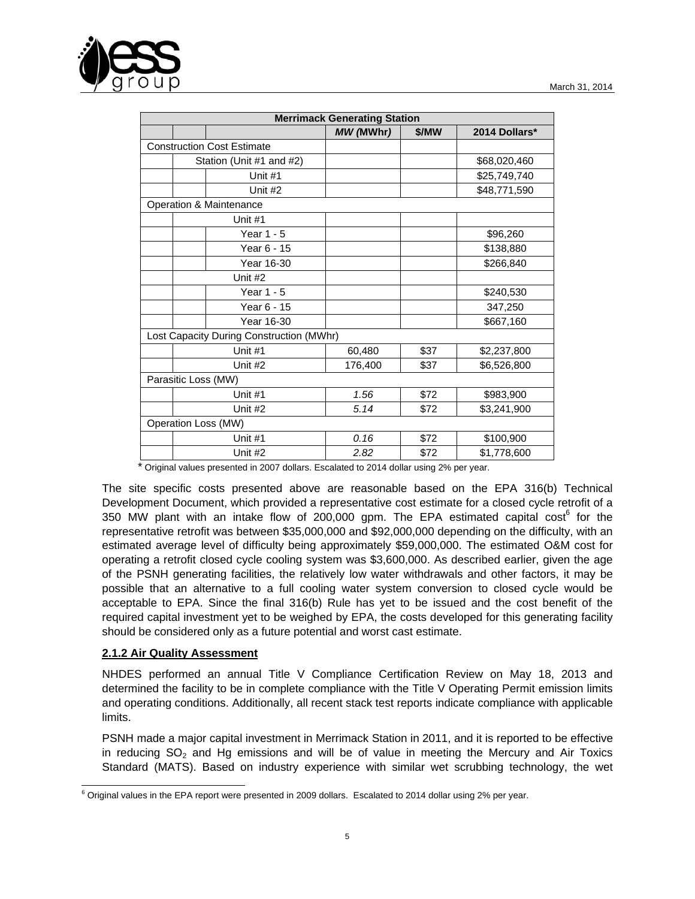| Merrimack Generating Station | | | | | |
|---|---|---|---|---|---|
| | | | *MW* (MWhr*)* | $/MW | 2014 Dollars* |
| Construction Cost Estimate | | | | | |
| | Station (Unit #1 and #2) | | | | $68,020,460 |
| | | Unit #1 | | | $25,749,740 |
| | | Unit #2 | | | $48,771,590 |
| Operation & Maintenance | | | | | |
| | Unit #1 | | | | |
| | | Year 1 - 5 | | | $96,260 |
| | | Year 6 - 15 | | | $138,880 |
| | | Year 16-30 | | | $266,840 |
| | Unit #2 | | | | |
| | | Year 1 - 5 | | | $240,530 |
| | | Year 6 - 15 | | | 347,250 |
| | | Year 16-30 | | | $667,160 |
| Lost Capacity During Construction (MWhr) | | | | | |
| | Unit #1 | | 60,480 | $37 | $2,237,800 |
| | Unit #2 | | 176,400 | $37 | $6,526,800 |
| Parasitic Loss (MW) | | | | | |
| | Unit #1 | | *1.56* | $72 | $983,900 |
| | Unit #2 | | *5.14* | $72 | $3,241,900 |
| Operation Loss (MW) | | | | | |
| | Unit #1 | | *0.16* | $72 | $100,900 |
| | Unit #2 | | *2.82* | $72 | $1,778,600 |

* Original values presented in 2007 dollars. Escalated to 2014 dollar using 2% per year.

The site specific costs presented above are reasonable based on the EPA 316(b) Technical Development Document, which provided a representative cost estimate for a closed cycle retrofit of a 350 MW plant with an intake flow of 200,000 gpm. The EPA estimated capital cost[6] for the representative retrofit was between $35,000,000 and $92,000,000 depending on the difficulty, with an estimated average level of difficulty being approximately $59,000,000. The estimated O&M cost for operating a retrofit closed cycle cooling system was $3,600,000. As described earlier, given the age of the PSNH generating facilities, the relatively low water withdrawals and other factors, it may be possible that an alternative to a full cooling water system conversion to closed cycle would be acceptable to EPA. Since the final 316(b) Rule has yet to be issued and the cost benefit of the required capital investment yet to be weighed by EPA, the costs developed for this generating facility should be considered only as a future potential and worst cast estimate.

**2.1.2 Air Quality Assessment**

NHDES performed an annual Title V Compliance Certification Review on May 18, 2013 and determined the facility to be in complete compliance with the Title V Operating Permit emission limits and operating conditions. Additionally, all recent stack test reports indicate compliance with applicable limits.

PSNH made a major capital investment in Merrimack Station in 2011, and it is reported to be effective in reducing $SO_2$ and Hg emissions and will be of value in meeting the Mercury and Air Toxics Standard (MATS). Based on industry experience with similar wet scrubbing technology, the wet

[6] Original values in the EPA report were presented in 2009 dollars. Escalated to 2014 dollar using 2% per year.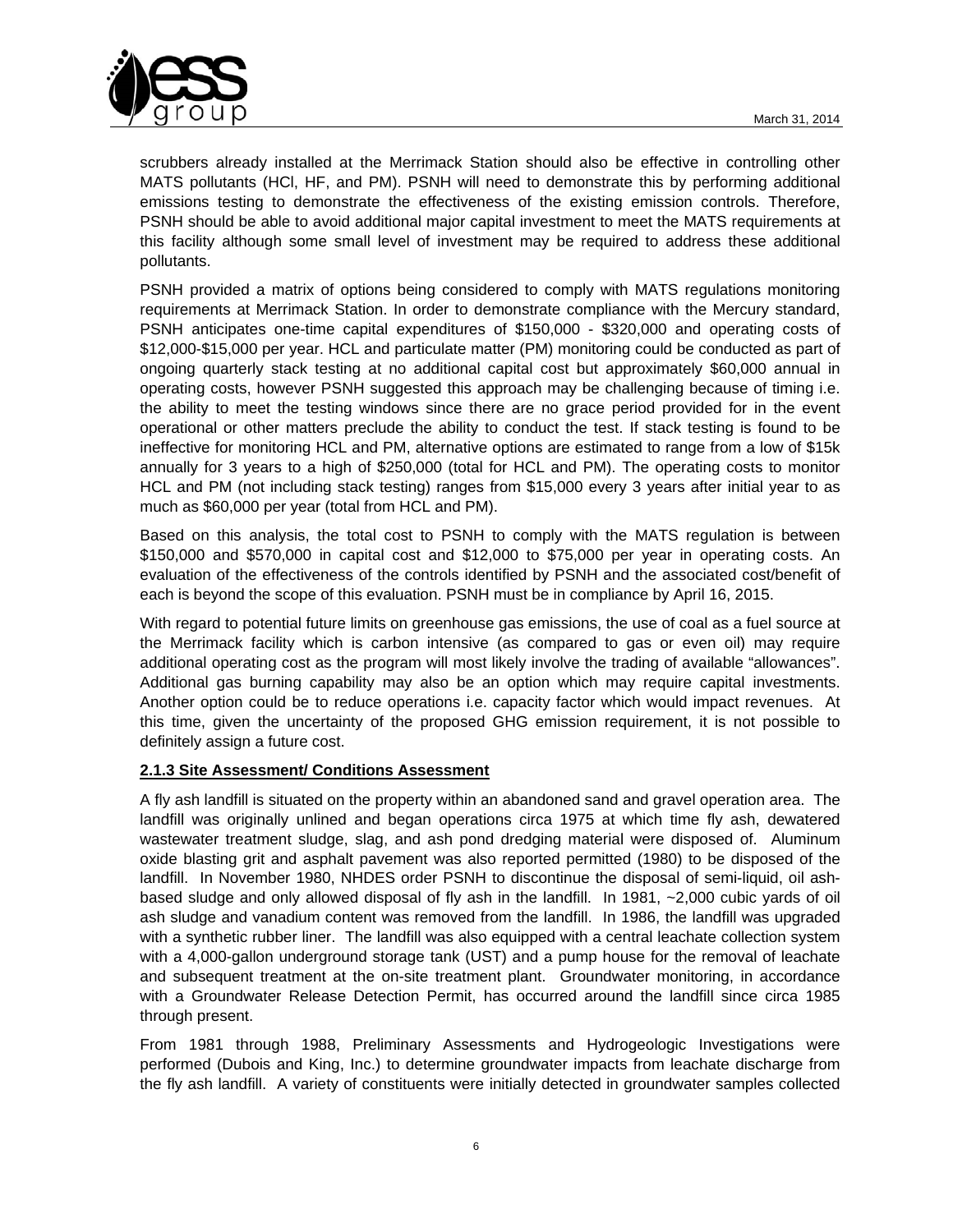scrubbers already installed at the Merrimack Station should also be effective in controlling other MATS pollutants (HCl, HF, and PM). PSNH will need to demonstrate this by performing additional emissions testing to demonstrate the effectiveness of the existing emission controls. Therefore, PSNH should be able to avoid additional major capital investment to meet the MATS requirements at this facility although some small level of investment may be required to address these additional pollutants.

PSNH provided a matrix of options being considered to comply with MATS regulations monitoring requirements at Merrimack Station. In order to demonstrate compliance with the Mercury standard, PSNH anticipates one-time capital expenditures of $150,000 - $320,000 and operating costs of $12,000-$15,000 per year. HCL and particulate matter (PM) monitoring could be conducted as part of ongoing quarterly stack testing at no additional capital cost but approximately $60,000 annual in operating costs, however PSNH suggested this approach may be challenging because of timing i.e. the ability to meet the testing windows since there are no grace period provided for in the event operational or other matters preclude the ability to conduct the test. If stack testing is found to be ineffective for monitoring HCL and PM, alternative options are estimated to range from a low of $15k annually for 3 years to a high of $250,000 (total for HCL and PM). The operating costs to monitor HCL and PM (not including stack testing) ranges from $15,000 every 3 years after initial year to as much as $60,000 per year (total from HCL and PM).

Based on this analysis, the total cost to PSNH to comply with the MATS regulation is between $150,000 and $570,000 in capital cost and $12,000 to $75,000 per year in operating costs. An evaluation of the effectiveness of the controls identified by PSNH and the associated cost/benefit of each is beyond the scope of this evaluation. PSNH must be in compliance by April 16, 2015.

With regard to potential future limits on greenhouse gas emissions, the use of coal as a fuel source at the Merrimack facility which is carbon intensive (as compared to gas or even oil) may require additional operating cost as the program will most likely involve the trading of available "allowances". Additional gas burning capability may also be an option which may require capital investments. Another option could be to reduce operations i.e. capacity factor which would impact revenues. At this time, given the uncertainty of the proposed GHG emission requirement, it is not possible to definitely assign a future cost.

### 2.1.3 Site Assessment/ Conditions Assessment

A fly ash landfill is situated on the property within an abandoned sand and gravel operation area. The landfill was originally unlined and began operations circa 1975 at which time fly ash, dewatered wastewater treatment sludge, slag, and ash pond dredging material were disposed of. Aluminum oxide blasting grit and asphalt pavement was also reported permitted (1980) to be disposed of the landfill. In November 1980, NHDES order PSNH to discontinue the disposal of semi-liquid, oil ash-based sludge and only allowed disposal of fly ash in the landfill. In 1981, ~2,000 cubic yards of oil ash sludge and vanadium content was removed from the landfill. In 1986, the landfill was upgraded with a synthetic rubber liner. The landfill was also equipped with a central leachate collection system with a 4,000-gallon underground storage tank (UST) and a pump house for the removal of leachate and subsequent treatment at the on-site treatment plant. Groundwater monitoring, in accordance with a Groundwater Release Detection Permit, has occurred around the landfill since circa 1985 through present.

From 1981 through 1988, Preliminary Assessments and Hydrogeologic Investigations were performed (Dubois and King, Inc.) to determine groundwater impacts from leachate discharge from the fly ash landfill. A variety of constituents were initially detected in groundwater samples collected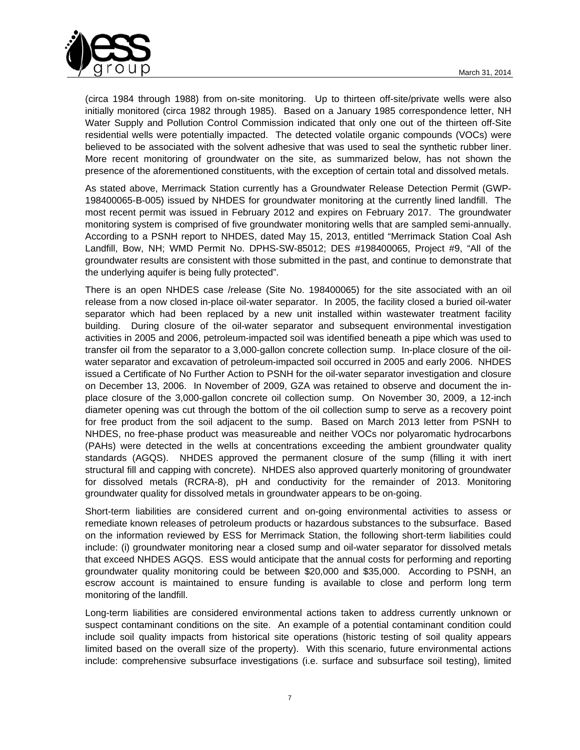(circa 1984 through 1988) from on-site monitoring. Up to thirteen off-site/private wells were also initially monitored (circa 1982 through 1985). Based on a January 1985 correspondence letter, NH Water Supply and Pollution Control Commission indicated that only one out of the thirteen off-Site residential wells were potentially impacted. The detected volatile organic compounds (VOCs) were believed to be associated with the solvent adhesive that was used to seal the synthetic rubber liner. More recent monitoring of groundwater on the site, as summarized below, has not shown the presence of the aforementioned constituents, with the exception of certain total and dissolved metals.

As stated above, Merrimack Station currently has a Groundwater Release Detection Permit (GWP-198400065-B-005) issued by NHDES for groundwater monitoring at the currently lined landfill. The most recent permit was issued in February 2012 and expires on February 2017. The groundwater monitoring system is comprised of five groundwater monitoring wells that are sampled semi-annually. According to a PSNH report to NHDES, dated May 15, 2013, entitled "Merrimack Station Coal Ash Landfill, Bow, NH; WMD Permit No. DPHS-SW-85012; DES #198400065, Project #9, "All of the groundwater results are consistent with those submitted in the past, and continue to demonstrate that the underlying aquifer is being fully protected".

There is an open NHDES case /release (Site No. 198400065) for the site associated with an oil release from a now closed in-place oil-water separator. In 2005, the facility closed a buried oil-water separator which had been replaced by a new unit installed within wastewater treatment facility building. During closure of the oil-water separator and subsequent environmental investigation activities in 2005 and 2006, petroleum-impacted soil was identified beneath a pipe which was used to transfer oil from the separator to a 3,000-gallon concrete collection sump. In-place closure of the oil-water separator and excavation of petroleum-impacted soil occurred in 2005 and early 2006. NHDES issued a Certificate of No Further Action to PSNH for the oil-water separator investigation and closure on December 13, 2006. In November of 2009, GZA was retained to observe and document the in-place closure of the 3,000-gallon concrete oil collection sump. On November 30, 2009, a 12-inch diameter opening was cut through the bottom of the oil collection sump to serve as a recovery point for free product from the soil adjacent to the sump. Based on March 2013 letter from PSNH to NHDES, no free-phase product was measureable and neither VOCs nor polyaromatic hydrocarbons (PAHs) were detected in the wells at concentrations exceeding the ambient groundwater quality standards (AGQS). NHDES approved the permanent closure of the sump (filling it with inert structural fill and capping with concrete). NHDES also approved quarterly monitoring of groundwater for dissolved metals (RCRA-8), pH and conductivity for the remainder of 2013. Monitoring groundwater quality for dissolved metals in groundwater appears to be on-going.

Short-term liabilities are considered current and on-going environmental activities to assess or remediate known releases of petroleum products or hazardous substances to the subsurface. Based on the information reviewed by ESS for Merrimack Station, the following short-term liabilities could include: (i) groundwater monitoring near a closed sump and oil-water separator for dissolved metals that exceed NHDES AGQS. ESS would anticipate that the annual costs for performing and reporting groundwater quality monitoring could be between $20,000 and $35,000. According to PSNH, an escrow account is maintained to ensure funding is available to close and perform long term monitoring of the landfill.

Long-term liabilities are considered environmental actions taken to address currently unknown or suspect contaminant conditions on the site. An example of a potential contaminant condition could include soil quality impacts from historical site operations (historic testing of soil quality appears limited based on the overall size of the property). With this scenario, future environmental actions include: comprehensive subsurface investigations (i.e. surface and subsurface soil testing), limited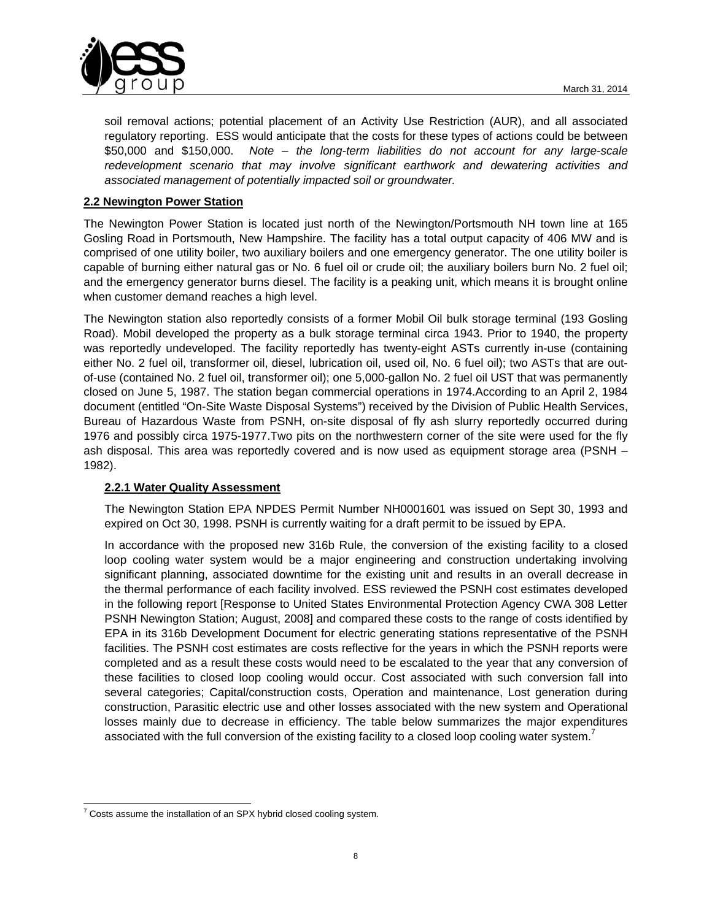soil removal actions; potential placement of an Activity Use Restriction (AUR), and all associated regulatory reporting. ESS would anticipate that the costs for these types of actions could be between $50,000 and $150,000. *Note – the long-term liabilities do not account for any large-scale redevelopment scenario that may involve significant earthwork and dewatering activities and associated management of potentially impacted soil or groundwater.*

## 2.2 Newington Power Station

The Newington Power Station is located just north of the Newington/Portsmouth NH town line at 165 Gosling Road in Portsmouth, New Hampshire. The facility has a total output capacity of 406 MW and is comprised of one utility boiler, two auxiliary boilers and one emergency generator. The one utility boiler is capable of burning either natural gas or No. 6 fuel oil or crude oil; the auxiliary boilers burn No. 2 fuel oil; and the emergency generator burns diesel. The facility is a peaking unit, which means it is brought online when customer demand reaches a high level.

The Newington station also reportedly consists of a former Mobil Oil bulk storage terminal (193 Gosling Road). Mobil developed the property as a bulk storage terminal circa 1943. Prior to 1940, the property was reportedly undeveloped. The facility reportedly has twenty-eight ASTs currently in-use (containing either No. 2 fuel oil, transformer oil, diesel, lubrication oil, used oil, No. 6 fuel oil); two ASTs that are out-of-use (contained No. 2 fuel oil, transformer oil); one 5,000-gallon No. 2 fuel oil UST that was permanently closed on June 5, 1987. The station began commercial operations in 1974.According to an April 2, 1984 document (entitled "On-Site Waste Disposal Systems") received by the Division of Public Health Services, Bureau of Hazardous Waste from PSNH, on-site disposal of fly ash slurry reportedly occurred during 1976 and possibly circa 1975-1977.Two pits on the northwestern corner of the site were used for the fly ash disposal. This area was reportedly covered and is now used as equipment storage area (PSNH – 1982).

### 2.2.1 Water Quality Assessment

The Newington Station EPA NPDES Permit Number NH0001601 was issued on Sept 30, 1993 and expired on Oct 30, 1998. PSNH is currently waiting for a draft permit to be issued by EPA.

In accordance with the proposed new 316b Rule, the conversion of the existing facility to a closed loop cooling water system would be a major engineering and construction undertaking involving significant planning, associated downtime for the existing unit and results in an overall decrease in the thermal performance of each facility involved. ESS reviewed the PSNH cost estimates developed in the following report [Response to United States Environmental Protection Agency CWA 308 Letter PSNH Newington Station; August, 2008] and compared these costs to the range of costs identified by EPA in its 316b Development Document for electric generating stations representative of the PSNH facilities. The PSNH cost estimates are costs reflective for the years in which the PSNH reports were completed and as a result these costs would need to be escalated to the year that any conversion of these facilities to closed loop cooling would occur. Cost associated with such conversion fall into several categories; Capital/construction costs, Operation and maintenance, Lost generation during construction, Parasitic electric use and other losses associated with the new system and Operational losses mainly due to decrease in efficiency. The table below summarizes the major expenditures associated with the full conversion of the existing facility to a closed loop cooling water system.[7]

[7] Costs assume the installation of an SPX hybrid closed cooling system.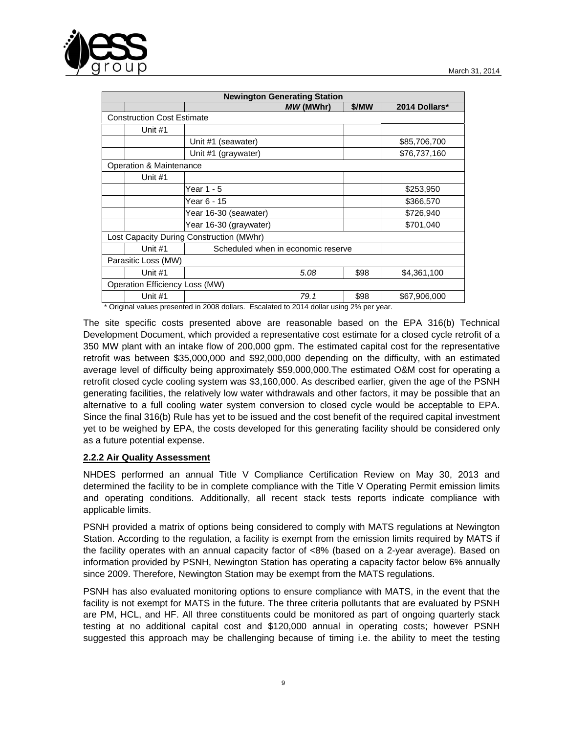| Newington Generating Station | | | | | |
|---|---|---|---|---|---|
| | | | *MW* (MWhr) | $/MW | 2014 Dollars* |
| Construction Cost Estimate | | | | | |
| | Unit #1 | | | | |
| | | Unit #1 (seawater) | | | $85,706,700 |
| | | Unit #1 (graywater) | | | $76,737,160 |
| Operation & Maintenance | | | | | |
| | Unit #1 | | | | |
| | | Year 1 - 5 | | | $253,950 |
| | | Year 6 - 15 | | | $366,570 |
| | | Year 16-30 (seawater) | | | $726,940 |
| | | Year 16-30 (graywater) | | | $701,040 |
| Lost Capacity During Construction (MWhr) | | | | | |
| | Unit #1 | Scheduled when in economic reserve | | | |
| Parasitic Loss (MW) | | | | | |
| | Unit #1 | | *5.08* | $98 | $4,361,100 |
| Operation Efficiency Loss (MW) | | | | | |
| | Unit #1 | | *79.1* | $98 | $67,906,000 |

\* Original values presented in 2008 dollars. Escalated to 2014 dollar using 2% per year.

The site specific costs presented above are reasonable based on the EPA 316(b) Technical Development Document, which provided a representative cost estimate for a closed cycle retrofit of a 350 MW plant with an intake flow of 200,000 gpm. The estimated capital cost for the representative retrofit was between $35,000,000 and $92,000,000 depending on the difficulty, with an estimated average level of difficulty being approximately $59,000,000.The estimated O&M cost for operating a retrofit closed cycle cooling system was $3,160,000. As described earlier, given the age of the PSNH generating facilities, the relatively low water withdrawals and other factors, it may be possible that an alternative to a full cooling water system conversion to closed cycle would be acceptable to EPA. Since the final 316(b) Rule has yet to be issued and the cost benefit of the required capital investment yet to be weighed by EPA, the costs developed for this generating facility should be considered only as a future potential expense.

**2.2.2 Air Quality Assessment**

NHDES performed an annual Title V Compliance Certification Review on May 30, 2013 and determined the facility to be in complete compliance with the Title V Operating Permit emission limits and operating conditions. Additionally, all recent stack tests reports indicate compliance with applicable limits.

PSNH provided a matrix of options being considered to comply with MATS regulations at Newington Station. According to the regulation, a facility is exempt from the emission limits required by MATS if the facility operates with an annual capacity factor of <8% (based on a 2-year average). Based on information provided by PSNH, Newington Station has operating a capacity factor below 6% annually since 2009. Therefore, Newington Station may be exempt from the MATS regulations.

PSNH has also evaluated monitoring options to ensure compliance with MATS, in the event that the facility is not exempt for MATS in the future. The three criteria pollutants that are evaluated by PSNH are PM, HCL, and HF. All three constituents could be monitored as part of ongoing quarterly stack testing at no additional capital cost and $120,000 annual in operating costs; however PSNH suggested this approach may be challenging because of timing i.e. the ability to meet the testing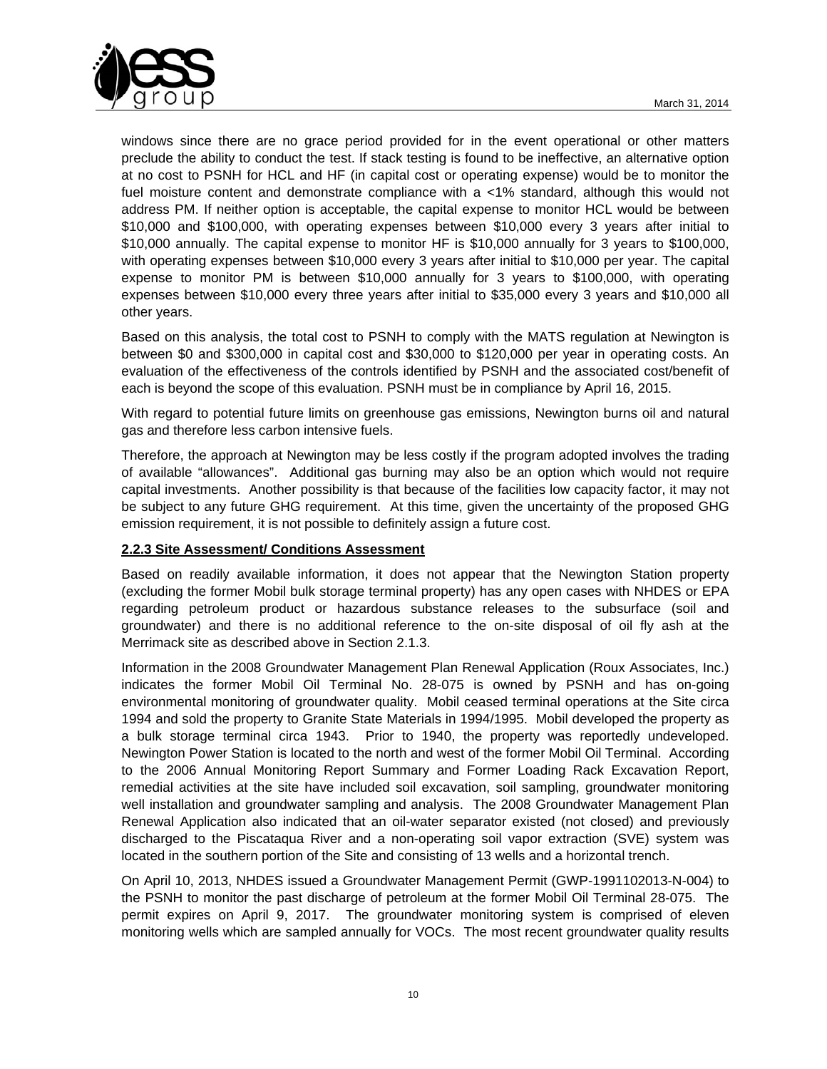windows since there are no grace period provided for in the event operational or other matters preclude the ability to conduct the test. If stack testing is found to be ineffective, an alternative option at no cost to PSNH for HCL and HF (in capital cost or operating expense) would be to monitor the fuel moisture content and demonstrate compliance with a <1% standard, although this would not address PM. If neither option is acceptable, the capital expense to monitor HCL would be between \$10,000 and \$100,000, with operating expenses between \$10,000 every 3 years after initial to \$10,000 annually. The capital expense to monitor HF is \$10,000 annually for 3 years to \$100,000, with operating expenses between \$10,000 every 3 years after initial to \$10,000 per year. The capital expense to monitor PM is between \$10,000 annually for 3 years to \$100,000, with operating expenses between \$10,000 every three years after initial to \$35,000 every 3 years and \$10,000 all other years.

Based on this analysis, the total cost to PSNH to comply with the MATS regulation at Newington is between \$0 and \$300,000 in capital cost and \$30,000 to \$120,000 per year in operating costs. An evaluation of the effectiveness of the controls identified by PSNH and the associated cost/benefit of each is beyond the scope of this evaluation. PSNH must be in compliance by April 16, 2015.

With regard to potential future limits on greenhouse gas emissions, Newington burns oil and natural gas and therefore less carbon intensive fuels.

Therefore, the approach at Newington may be less costly if the program adopted involves the trading of available "allowances". Additional gas burning may also be an option which would not require capital investments. Another possibility is that because of the facilities low capacity factor, it may not be subject to any future GHG requirement. At this time, given the uncertainty of the proposed GHG emission requirement, it is not possible to definitely assign a future cost.

**2.2.3 Site Assessment/ Conditions Assessment**

Based on readily available information, it does not appear that the Newington Station property (excluding the former Mobil bulk storage terminal property) has any open cases with NHDES or EPA regarding petroleum product or hazardous substance releases to the subsurface (soil and groundwater) and there is no additional reference to the on-site disposal of oil fly ash at the Merrimack site as described above in Section 2.1.3.

Information in the 2008 Groundwater Management Plan Renewal Application (Roux Associates, Inc.) indicates the former Mobil Oil Terminal No. 28-075 is owned by PSNH and has on-going environmental monitoring of groundwater quality. Mobil ceased terminal operations at the Site circa 1994 and sold the property to Granite State Materials in 1994/1995. Mobil developed the property as a bulk storage terminal circa 1943. Prior to 1940, the property was reportedly undeveloped. Newington Power Station is located to the north and west of the former Mobil Oil Terminal. According to the 2006 Annual Monitoring Report Summary and Former Loading Rack Excavation Report, remedial activities at the site have included soil excavation, soil sampling, groundwater monitoring well installation and groundwater sampling and analysis. The 2008 Groundwater Management Plan Renewal Application also indicated that an oil-water separator existed (not closed) and previously discharged to the Piscataqua River and a non-operating soil vapor extraction (SVE) system was located in the southern portion of the Site and consisting of 13 wells and a horizontal trench.

On April 10, 2013, NHDES issued a Groundwater Management Permit (GWP-1991102013-N-004) to the PSNH to monitor the past discharge of petroleum at the former Mobil Oil Terminal 28-075. The permit expires on April 9, 2017. The groundwater monitoring system is comprised of eleven monitoring wells which are sampled annually for VOCs. The most recent groundwater quality results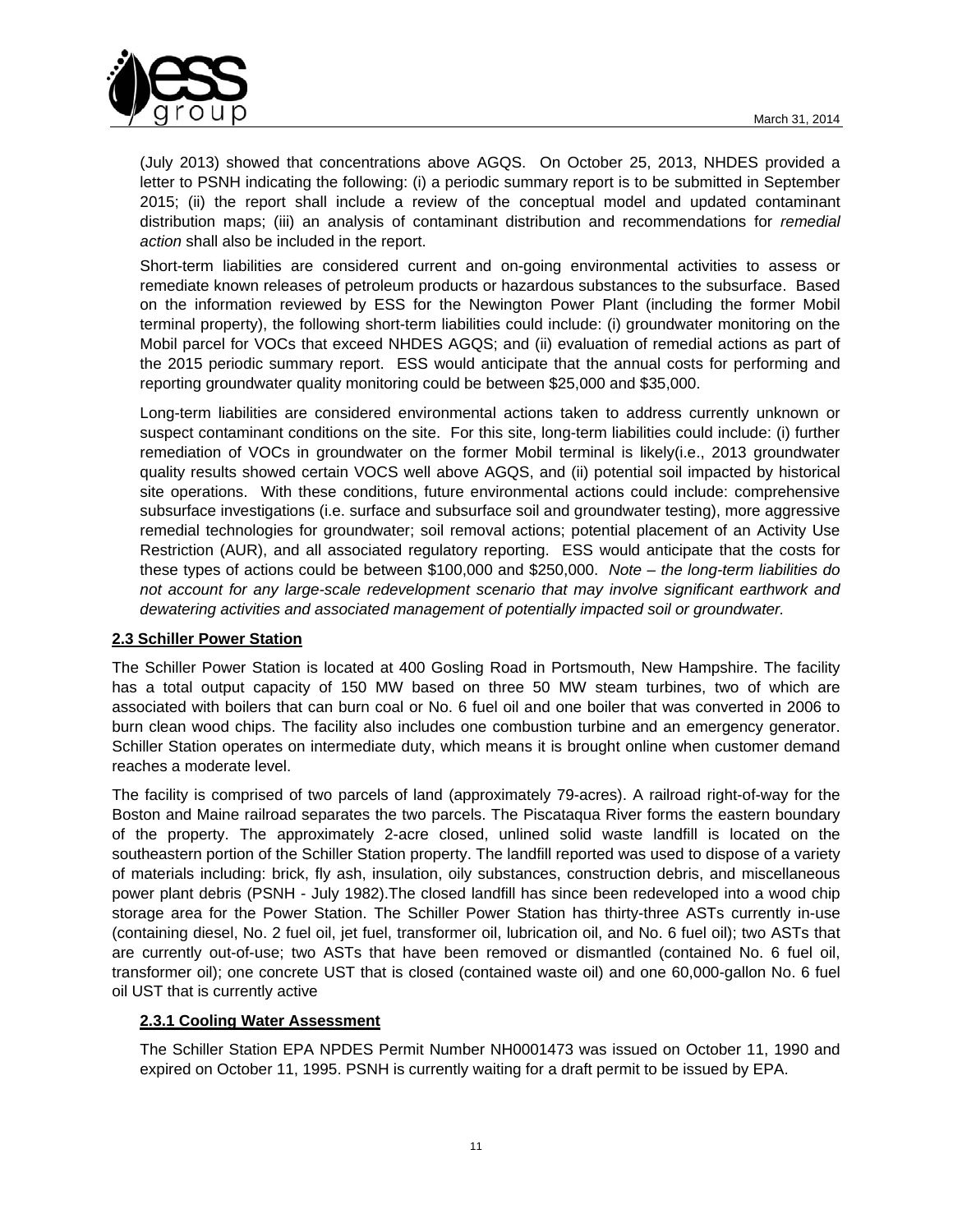(July 2013) showed that concentrations above AGQS. On October 25, 2013, NHDES provided a letter to PSNH indicating the following: (i) a periodic summary report is to be submitted in September 2015; (ii) the report shall include a review of the conceptual model and updated contaminant distribution maps; (iii) an analysis of contaminant distribution and recommendations for *remedial action* shall also be included in the report.

Short-term liabilities are considered current and on-going environmental activities to assess or remediate known releases of petroleum products or hazardous substances to the subsurface. Based on the information reviewed by ESS for the Newington Power Plant (including the former Mobil terminal property), the following short-term liabilities could include: (i) groundwater monitoring on the Mobil parcel for VOCs that exceed NHDES AGQS; and (ii) evaluation of remedial actions as part of the 2015 periodic summary report. ESS would anticipate that the annual costs for performing and reporting groundwater quality monitoring could be between $25,000 and $35,000.

Long-term liabilities are considered environmental actions taken to address currently unknown or suspect contaminant conditions on the site. For this site, long-term liabilities could include: (i) further remediation of VOCs in groundwater on the former Mobil terminal is likely(i.e., 2013 groundwater quality results showed certain VOCS well above AGQS, and (ii) potential soil impacted by historical site operations. With these conditions, future environmental actions could include: comprehensive subsurface investigations (i.e. surface and subsurface soil and groundwater testing), more aggressive remedial technologies for groundwater; soil removal actions; potential placement of an Activity Use Restriction (AUR), and all associated regulatory reporting. ESS would anticipate that the costs for these types of actions could be between $100,000 and $250,000. *Note – the long-term liabilities do not account for any large-scale redevelopment scenario that may involve significant earthwork and dewatering activities and associated management of potentially impacted soil or groundwater.*

## 2.3 Schiller Power Station

The Schiller Power Station is located at 400 Gosling Road in Portsmouth, New Hampshire. The facility has a total output capacity of 150 MW based on three 50 MW steam turbines, two of which are associated with boilers that can burn coal or No. 6 fuel oil and one boiler that was converted in 2006 to burn clean wood chips. The facility also includes one combustion turbine and an emergency generator. Schiller Station operates on intermediate duty, which means it is brought online when customer demand reaches a moderate level.

The facility is comprised of two parcels of land (approximately 79-acres). A railroad right-of-way for the Boston and Maine railroad separates the two parcels. The Piscataqua River forms the eastern boundary of the property. The approximately 2-acre closed, unlined solid waste landfill is located on the southeastern portion of the Schiller Station property. The landfill reported was used to dispose of a variety of materials including: brick, fly ash, insulation, oily substances, construction debris, and miscellaneous power plant debris (PSNH - July 1982).The closed landfill has since been redeveloped into a wood chip storage area for the Power Station. The Schiller Power Station has thirty-three ASTs currently in-use (containing diesel, No. 2 fuel oil, jet fuel, transformer oil, lubrication oil, and No. 6 fuel oil); two ASTs that are currently out-of-use; two ASTs that have been removed or dismantled (contained No. 6 fuel oil, transformer oil); one concrete UST that is closed (contained waste oil) and one 60,000-gallon No. 6 fuel oil UST that is currently active

### 2.3.1 Cooling Water Assessment

The Schiller Station EPA NPDES Permit Number NH0001473 was issued on October 11, 1990 and expired on October 11, 1995. PSNH is currently waiting for a draft permit to be issued by EPA.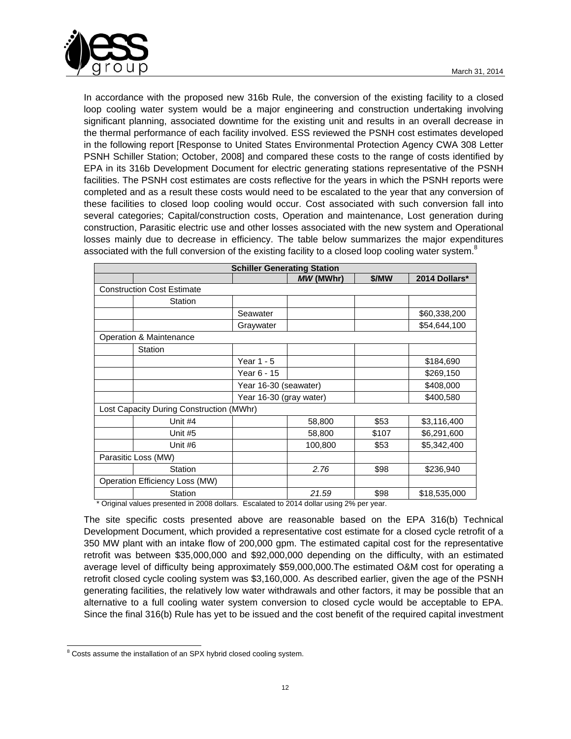In accordance with the proposed new 316b Rule, the conversion of the existing facility to a closed loop cooling water system would be a major engineering and construction undertaking involving significant planning, associated downtime for the existing unit and results in an overall decrease in the thermal performance of each facility involved. ESS reviewed the PSNH cost estimates developed in the following report [Response to United States Environmental Protection Agency CWA 308 Letter PSNH Schiller Station; October, 2008] and compared these costs to the range of costs identified by EPA in its 316b Development Document for electric generating stations representative of the PSNH facilities. The PSNH cost estimates are costs reflective for the years in which the PSNH reports were completed and as a result these costs would need to be escalated to the year that any conversion of these facilities to closed loop cooling would occur. Cost associated with such conversion fall into several categories; Capital/construction costs, Operation and maintenance, Lost generation during construction, Parasitic electric use and other losses associated with the new system and Operational losses mainly due to decrease in efficiency. The table below summarizes the major expenditures associated with the full conversion of the existing facility to a closed loop cooling water system.[8]

| Schiller Generating Station | | | | | |
|---|---|---|---|---|---|
| | | | *MW* (MWhr) | $/MW | 2014 Dollars* |
| Construction Cost Estimate | | | | | |
| | Station | | | | |
| | | Seawater | | | $60,338,200 |
| | | Graywater | | | $54,644,100 |
| Operation & Maintenance | | | | | |
| | Station | | | | |
| | | Year 1 - 5 | | | $184,690 |
| | | Year 6 - 15 | | | $269,150 |
| | | Year 16-30 (seawater) | | | $408,000 |
| | | Year 16-30 (gray water) | | | $400,580 |
| Lost Capacity During Construction (MWhr) | | | | | |
| | Unit #4 | | 58,800 | $53 | $3,116,400 |
| | Unit #5 | | 58,800 | $107 | $6,291,600 |
| | Unit #6 | | 100,800 | $53 | $5,342,400 |
| Parasitic Loss (MW) | | | | | |
| | Station | | *2.76* | $98 | $236,940 |
| Operation Efficiency Loss (MW) | | | | | |
| | Station | | *21.59* | $98 | $18,535,000 |

\* Original values presented in 2008 dollars. Escalated to 2014 dollar using 2% per year.

The site specific costs presented above are reasonable based on the EPA 316(b) Technical Development Document, which provided a representative cost estimate for a closed cycle retrofit of a 350 MW plant with an intake flow of 200,000 gpm. The estimated capital cost for the representative retrofit was between $35,000,000 and $92,000,000 depending on the difficulty, with an estimated average level of difficulty being approximately $59,000,000.The estimated O&M cost for operating a retrofit closed cycle cooling system was $3,160,000. As described earlier, given the age of the PSNH generating facilities, the relatively low water withdrawals and other factors, it may be possible that an alternative to a full cooling water system conversion to closed cycle would be acceptable to EPA. Since the final 316(b) Rule has yet to be issued and the cost benefit of the required capital investment

[8] Costs assume the installation of an SPX hybrid closed cooling system.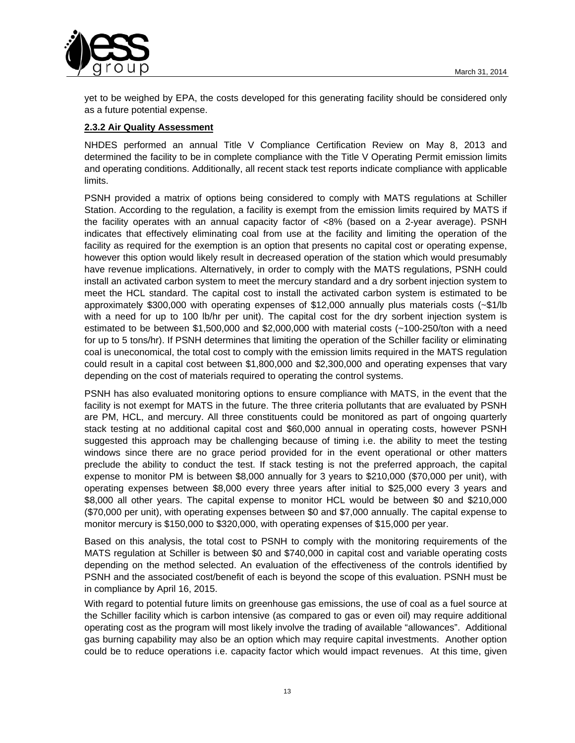yet to be weighed by EPA, the costs developed for this generating facility should be considered only as a future potential expense.

### 2.3.2 Air Quality Assessment

NHDES performed an annual Title V Compliance Certification Review on May 8, 2013 and determined the facility to be in complete compliance with the Title V Operating Permit emission limits and operating conditions. Additionally, all recent stack test reports indicate compliance with applicable limits.

PSNH provided a matrix of options being considered to comply with MATS regulations at Schiller Station. According to the regulation, a facility is exempt from the emission limits required by MATS if the facility operates with an annual capacity factor of <8% (based on a 2-year average). PSNH indicates that effectively eliminating coal from use at the facility and limiting the operation of the facility as required for the exemption is an option that presents no capital cost or operating expense, however this option would likely result in decreased operation of the station which would presumably have revenue implications. Alternatively, in order to comply with the MATS regulations, PSNH could install an activated carbon system to meet the mercury standard and a dry sorbent injection system to meet the HCL standard. The capital cost to install the activated carbon system is estimated to be approximately $300,000 with operating expenses of $12,000 annually plus materials costs (~$1/lb with a need for up to 100 lb/hr per unit). The capital cost for the dry sorbent injection system is estimated to be between $1,500,000 and $2,000,000 with material costs (~100-250/ton with a need for up to 5 tons/hr). If PSNH determines that limiting the operation of the Schiller facility or eliminating coal is uneconomical, the total cost to comply with the emission limits required in the MATS regulation could result in a capital cost between $1,800,000 and $2,300,000 and operating expenses that vary depending on the cost of materials required to operating the control systems.

PSNH has also evaluated monitoring options to ensure compliance with MATS, in the event that the facility is not exempt for MATS in the future. The three criteria pollutants that are evaluated by PSNH are PM, HCL, and mercury. All three constituents could be monitored as part of ongoing quarterly stack testing at no additional capital cost and $60,000 annual in operating costs, however PSNH suggested this approach may be challenging because of timing i.e. the ability to meet the testing windows since there are no grace period provided for in the event operational or other matters preclude the ability to conduct the test. If stack testing is not the preferred approach, the capital expense to monitor PM is between $8,000 annually for 3 years to $210,000 ($70,000 per unit), with operating expenses between $8,000 every three years after initial to $25,000 every 3 years and $8,000 all other years. The capital expense to monitor HCL would be between $0 and $210,000 ($70,000 per unit), with operating expenses between $0 and $7,000 annually. The capital expense to monitor mercury is $150,000 to $320,000, with operating expenses of $15,000 per year.

Based on this analysis, the total cost to PSNH to comply with the monitoring requirements of the MATS regulation at Schiller is between $0 and $740,000 in capital cost and variable operating costs depending on the method selected. An evaluation of the effectiveness of the controls identified by PSNH and the associated cost/benefit of each is beyond the scope of this evaluation. PSNH must be in compliance by April 16, 2015.

With regard to potential future limits on greenhouse gas emissions, the use of coal as a fuel source at the Schiller facility which is carbon intensive (as compared to gas or even oil) may require additional operating cost as the program will most likely involve the trading of available "allowances". Additional gas burning capability may also be an option which may require capital investments. Another option could be to reduce operations i.e. capacity factor which would impact revenues. At this time, given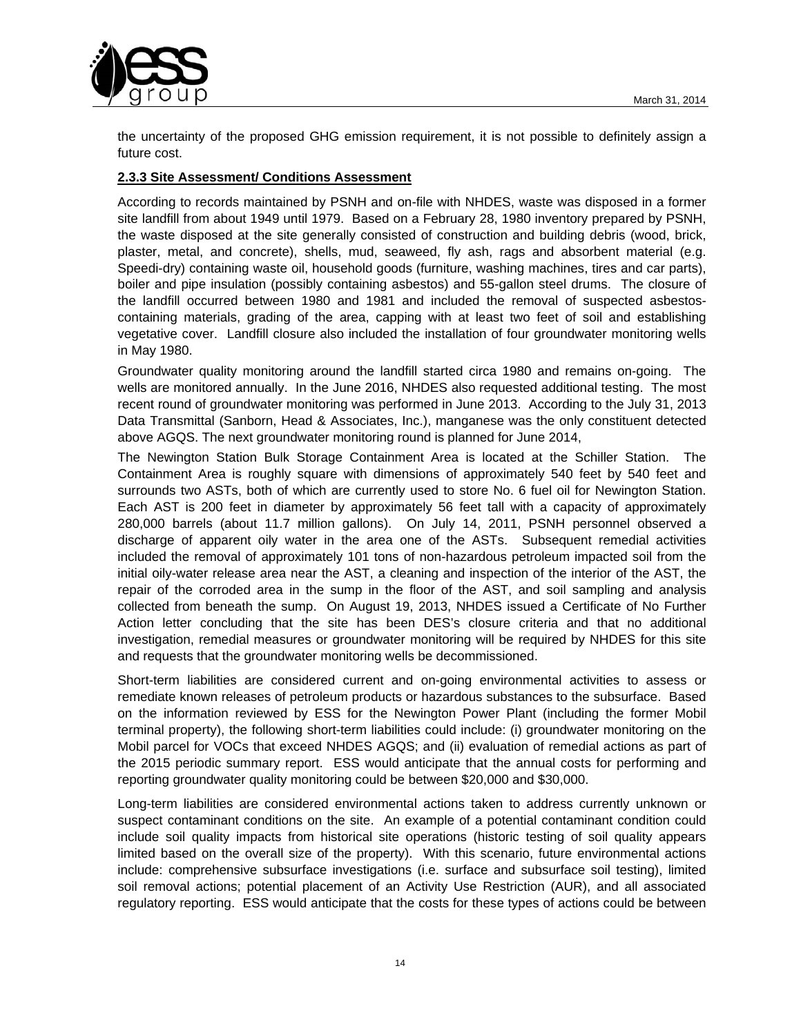the uncertainty of the proposed GHG emission requirement, it is not possible to definitely assign a future cost.

**2.3.3 Site Assessment/ Conditions Assessment**

According to records maintained by PSNH and on-file with NHDES, waste was disposed in a former site landfill from about 1949 until 1979. Based on a February 28, 1980 inventory prepared by PSNH, the waste disposed at the site generally consisted of construction and building debris (wood, brick, plaster, metal, and concrete), shells, mud, seaweed, fly ash, rags and absorbent material (e.g. Speedi-dry) containing waste oil, household goods (furniture, washing machines, tires and car parts), boiler and pipe insulation (possibly containing asbestos) and 55-gallon steel drums. The closure of the landfill occurred between 1980 and 1981 and included the removal of suspected asbestos-containing materials, grading of the area, capping with at least two feet of soil and establishing vegetative cover. Landfill closure also included the installation of four groundwater monitoring wells in May 1980.

Groundwater quality monitoring around the landfill started circa 1980 and remains on-going. The wells are monitored annually. In the June 2016, NHDES also requested additional testing. The most recent round of groundwater monitoring was performed in June 2013. According to the July 31, 2013 Data Transmittal (Sanborn, Head & Associates, Inc.), manganese was the only constituent detected above AGQS. The next groundwater monitoring round is planned for June 2014,

The Newington Station Bulk Storage Containment Area is located at the Schiller Station. The Containment Area is roughly square with dimensions of approximately 540 feet by 540 feet and surrounds two ASTs, both of which are currently used to store No. 6 fuel oil for Newington Station. Each AST is 200 feet in diameter by approximately 56 feet tall with a capacity of approximately 280,000 barrels (about 11.7 million gallons). On July 14, 2011, PSNH personnel observed a discharge of apparent oily water in the area one of the ASTs. Subsequent remedial activities included the removal of approximately 101 tons of non-hazardous petroleum impacted soil from the initial oily-water release area near the AST, a cleaning and inspection of the interior of the AST, the repair of the corroded area in the sump in the floor of the AST, and soil sampling and analysis collected from beneath the sump. On August 19, 2013, NHDES issued a Certificate of No Further Action letter concluding that the site has been DES's closure criteria and that no additional investigation, remedial measures or groundwater monitoring will be required by NHDES for this site and requests that the groundwater monitoring wells be decommissioned.

Short-term liabilities are considered current and on-going environmental activities to assess or remediate known releases of petroleum products or hazardous substances to the subsurface. Based on the information reviewed by ESS for the Newington Power Plant (including the former Mobil terminal property), the following short-term liabilities could include: (i) groundwater monitoring on the Mobil parcel for VOCs that exceed NHDES AGQS; and (ii) evaluation of remedial actions as part of the 2015 periodic summary report. ESS would anticipate that the annual costs for performing and reporting groundwater quality monitoring could be between $20,000 and $30,000.

Long-term liabilities are considered environmental actions taken to address currently unknown or suspect contaminant conditions on the site. An example of a potential contaminant condition could include soil quality impacts from historical site operations (historic testing of soil quality appears limited based on the overall size of the property). With this scenario, future environmental actions include: comprehensive subsurface investigations (i.e. surface and subsurface soil testing), limited soil removal actions; potential placement of an Activity Use Restriction (AUR), and all associated regulatory reporting. ESS would anticipate that the costs for these types of actions could be between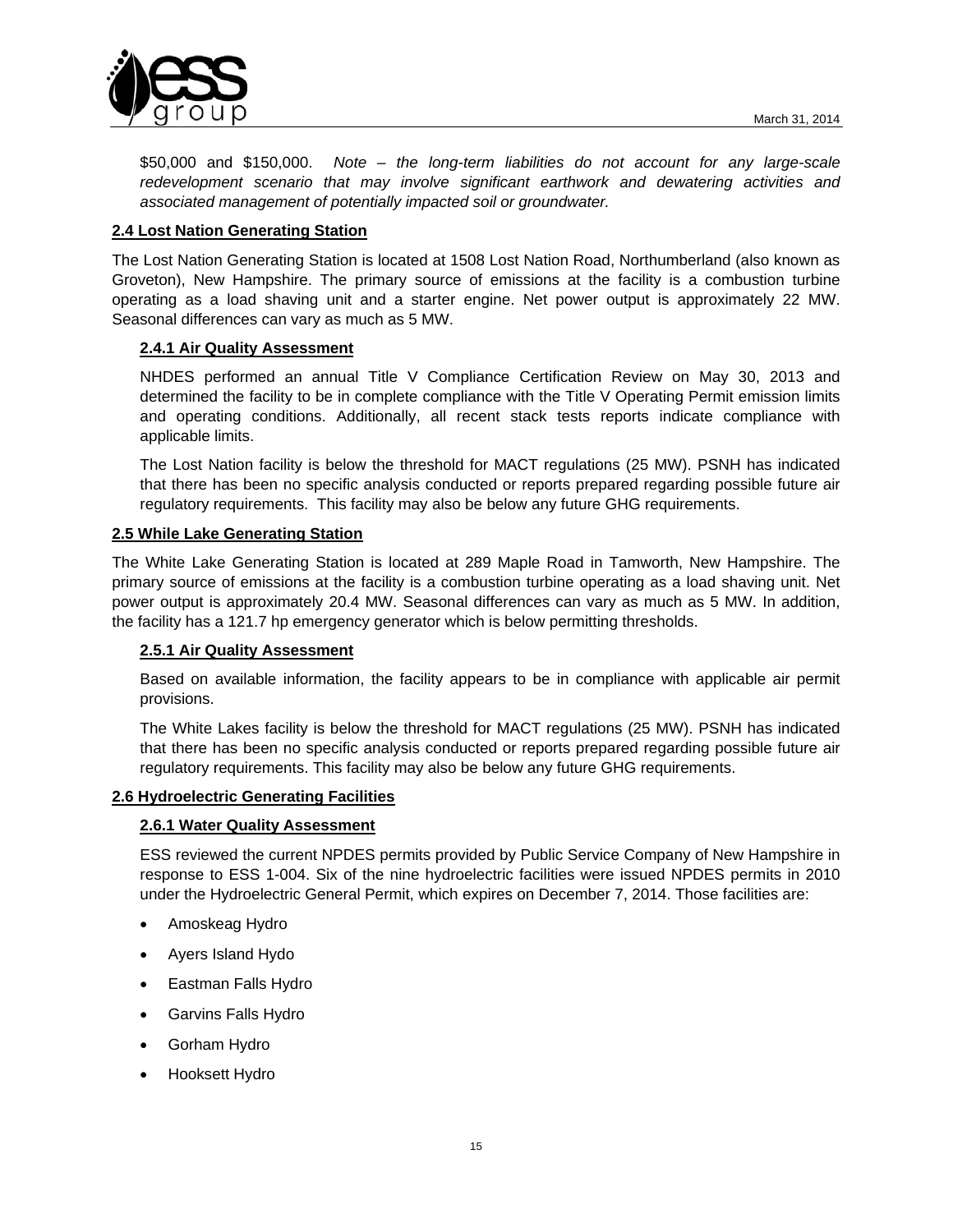$50,000 and $150,000. *Note – the long-term liabilities do not account for any large-scale redevelopment scenario that may involve significant earthwork and dewatering activities and associated management of potentially impacted soil or groundwater.*

## 2.4 Lost Nation Generating Station

The Lost Nation Generating Station is located at 1508 Lost Nation Road, Northumberland (also known as Groveton), New Hampshire. The primary source of emissions at the facility is a combustion turbine operating as a load shaving unit and a starter engine. Net power output is approximately 22 MW. Seasonal differences can vary as much as 5 MW.

### 2.4.1 Air Quality Assessment

NHDES performed an annual Title V Compliance Certification Review on May 30, 2013 and determined the facility to be in complete compliance with the Title V Operating Permit emission limits and operating conditions. Additionally, all recent stack tests reports indicate compliance with applicable limits.

The Lost Nation facility is below the threshold for MACT regulations (25 MW). PSNH has indicated that there has been no specific analysis conducted or reports prepared regarding possible future air regulatory requirements. This facility may also be below any future GHG requirements.

## 2.5 While Lake Generating Station

The White Lake Generating Station is located at 289 Maple Road in Tamworth, New Hampshire. The primary source of emissions at the facility is a combustion turbine operating as a load shaving unit. Net power output is approximately 20.4 MW. Seasonal differences can vary as much as 5 MW. In addition, the facility has a 121.7 hp emergency generator which is below permitting thresholds.

### 2.5.1 Air Quality Assessment

Based on available information, the facility appears to be in compliance with applicable air permit provisions.

The White Lakes facility is below the threshold for MACT regulations (25 MW). PSNH has indicated that there has been no specific analysis conducted or reports prepared regarding possible future air regulatory requirements. This facility may also be below any future GHG requirements.

## 2.6 Hydroelectric Generating Facilities

### 2.6.1 Water Quality Assessment

ESS reviewed the current NPDES permits provided by Public Service Company of New Hampshire in response to ESS 1-004. Six of the nine hydroelectric facilities were issued NPDES permits in 2010 under the Hydroelectric General Permit, which expires on December 7, 2014. Those facilities are:

- Amoskeag Hydro
- Ayers Island Hydo
- Eastman Falls Hydro
- Garvins Falls Hydro
- Gorham Hydro
- Hooksett Hydro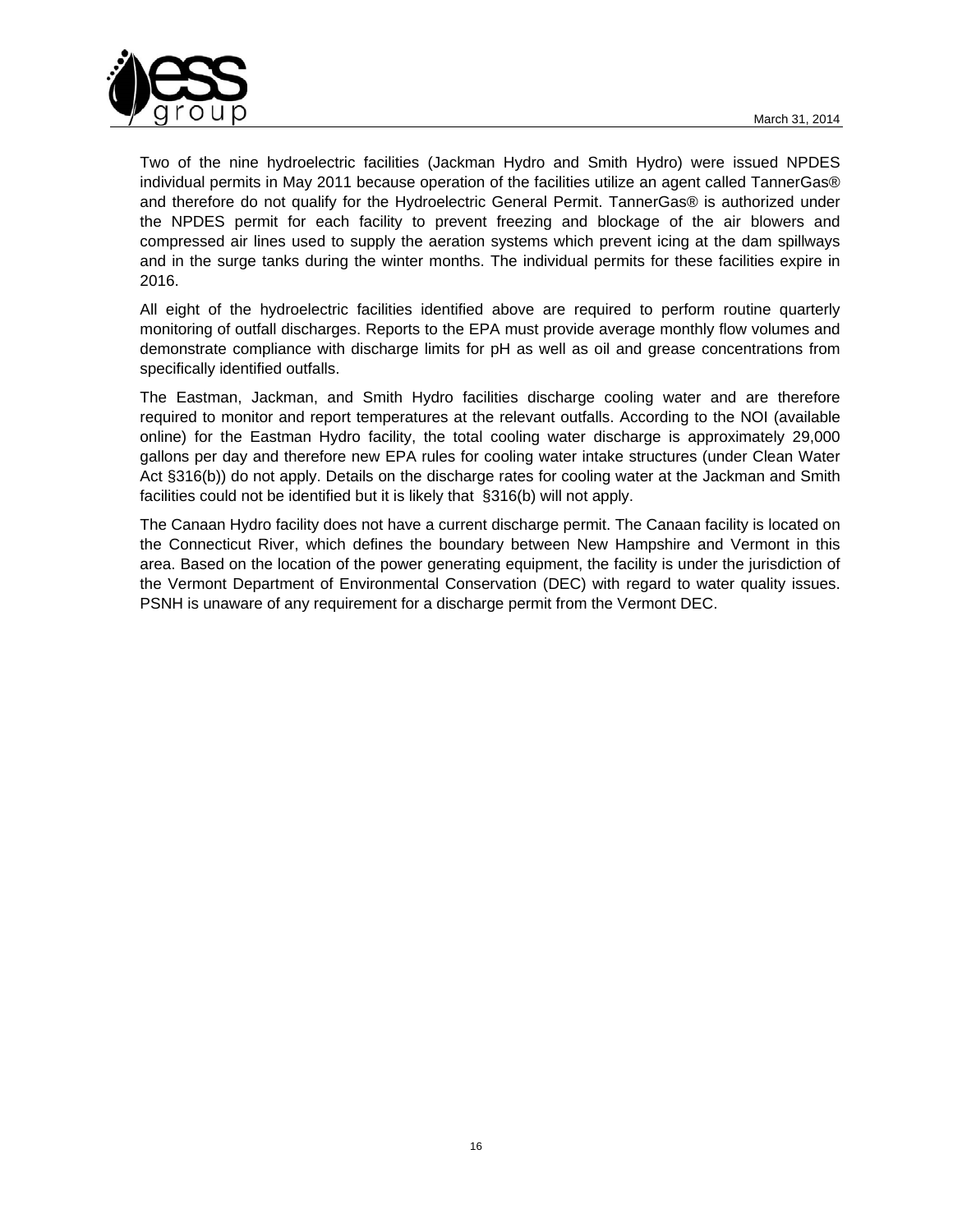Two of the nine hydroelectric facilities (Jackman Hydro and Smith Hydro) were issued NPDES individual permits in May 2011 because operation of the facilities utilize an agent called TannerGas® and therefore do not qualify for the Hydroelectric General Permit. TannerGas® is authorized under the NPDES permit for each facility to prevent freezing and blockage of the air blowers and compressed air lines used to supply the aeration systems which prevent icing at the dam spillways and in the surge tanks during the winter months. The individual permits for these facilities expire in 2016.

All eight of the hydroelectric facilities identified above are required to perform routine quarterly monitoring of outfall discharges. Reports to the EPA must provide average monthly flow volumes and demonstrate compliance with discharge limits for pH as well as oil and grease concentrations from specifically identified outfalls.

The Eastman, Jackman, and Smith Hydro facilities discharge cooling water and are therefore required to monitor and report temperatures at the relevant outfalls. According to the NOI (available online) for the Eastman Hydro facility, the total cooling water discharge is approximately 29,000 gallons per day and therefore new EPA rules for cooling water intake structures (under Clean Water Act §316(b)) do not apply. Details on the discharge rates for cooling water at the Jackman and Smith facilities could not be identified but it is likely that §316(b) will not apply.

The Canaan Hydro facility does not have a current discharge permit. The Canaan facility is located on the Connecticut River, which defines the boundary between New Hampshire and Vermont in this area. Based on the location of the power generating equipment, the facility is under the jurisdiction of the Vermont Department of Environmental Conservation (DEC) with regard to water quality issues. PSNH is unaware of any requirement for a discharge permit from the Vermont DEC.